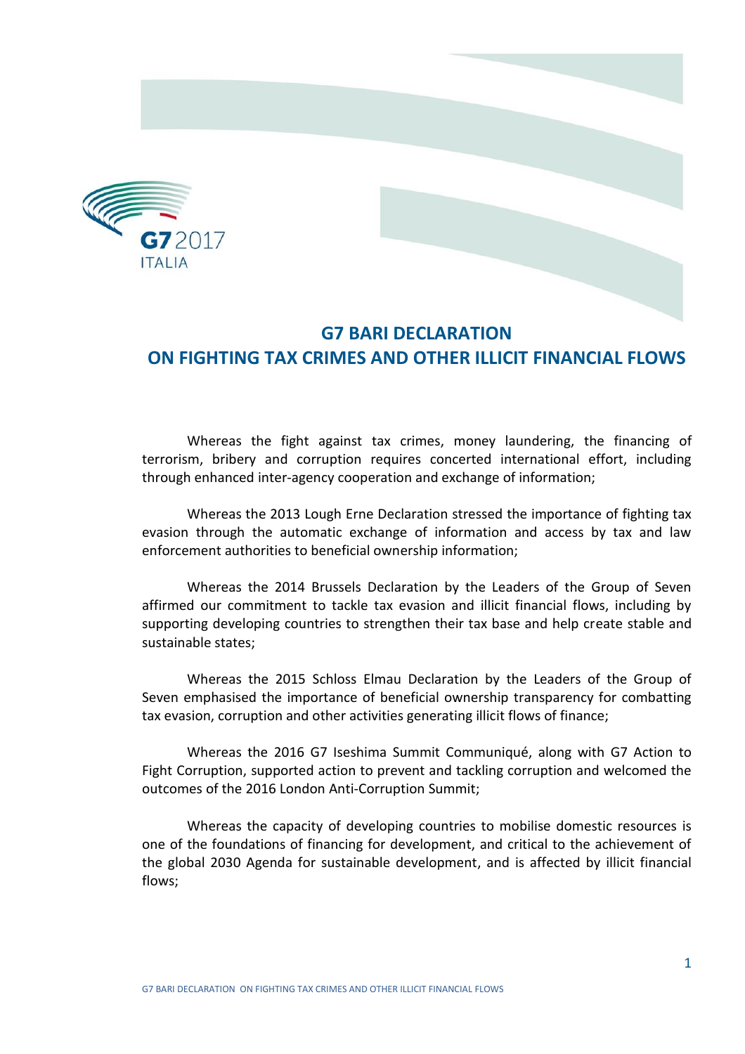# G7 BARI DECLARATION ON FIGHTING TAX CRIMES AND OTHER ILLICIT FINANCIAL FLOWS

Whereas the fight against tax crimes, money laundering, the financing of terrorism, bribery and corruption requires concerted international effort, including through enhanced inter-agency cooperation and exchange of information;

Whereas the 2013 Lough Erne Declaration stressed the importance of fighting tax evasion through the automatic exchange of information and access by tax and law enforcement authorities to beneficial ownership information;

Whereas the 2014 Brussels Declaration by the Leaders of the Group of Seven affirmed our commitment to tackle tax evasion and illicit financial flows, including by supporting developing countries to strengthen their tax base and help create stable and sustainable states;

Whereas the 2015 Schloss Elmau Declaration by the Leaders of the Group of Seven emphasised the importance of beneficial ownership transparency for combatting tax evasion, corruption and other activities generating illicit flows of finance;

Whereas the 2016 G7 Iseshima Summit Communiqué, along with G7 Action to Fight Corruption, supported action to prevent and tackling corruption and welcomed the outcomes of the 2016 London Anti-Corruption Summit;

Whereas the capacity of developing countries to mobilise domestic resources is one of the foundations of financing for development, and critical to the achievement of the global 2030 Agenda for sustainable development, and is affected by illicit financial flows;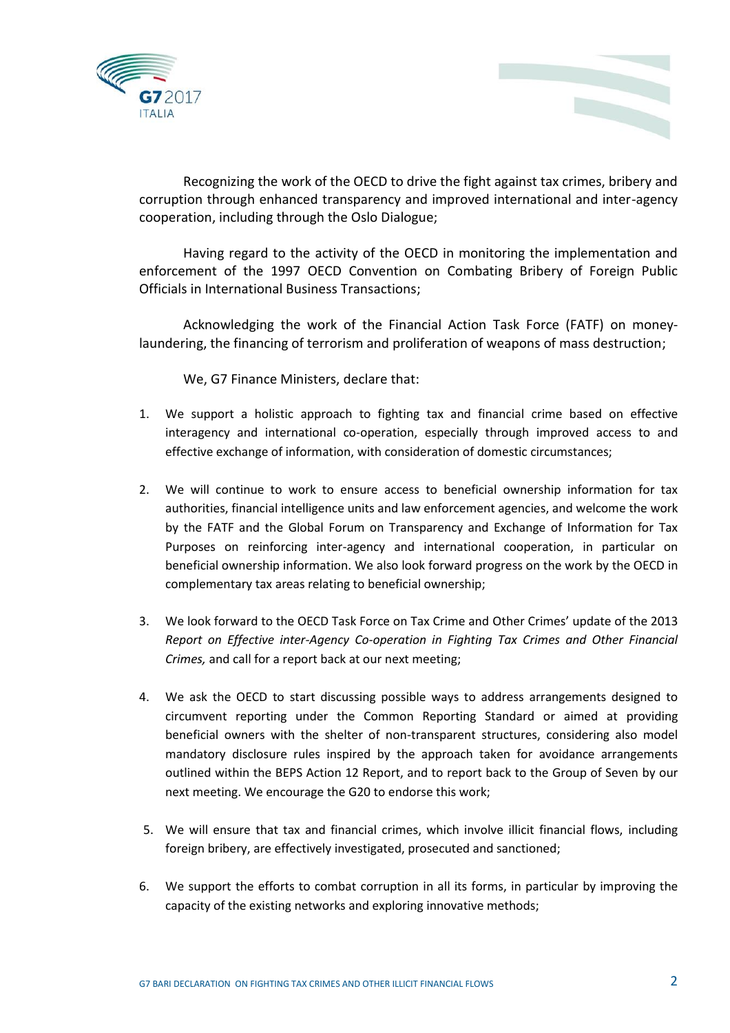Recognizing the work of the OECD to drive the fight against tax crimes, bribery and corruption through enhanced transparency and improved international and inter-agency cooperation, including through the Oslo Dialogue;

Having regard to the activity of the OECD in monitoring the implementation and enforcement of the 1997 OECD Convention on Combating Bribery of Foreign Public Officials in International Business Transactions;

Acknowledging the work of the Financial Action Task Force (FATF) on money-laundering, the financing of terrorism and proliferation of weapons of mass destruction;

We, G7 Finance Ministers, declare that:

1. We support a holistic approach to fighting tax and financial crime based on effective interagency and international co-operation, especially through improved access to and effective exchange of information, with consideration of domestic circumstances;

2. We will continue to work to ensure access to beneficial ownership information for tax authorities, financial intelligence units and law enforcement agencies, and welcome the work by the FATF and the Global Forum on Transparency and Exchange of Information for Tax Purposes on reinforcing inter-agency and international cooperation, in particular on beneficial ownership information. We also look forward progress on the work by the OECD in complementary tax areas relating to beneficial ownership;

3. We look forward to the OECD Task Force on Tax Crime and Other Crimes' update of the 2013 *Report on Effective inter-Agency Co-operation in Fighting Tax Crimes and Other Financial Crimes,* and call for a report back at our next meeting;

4. We ask the OECD to start discussing possible ways to address arrangements designed to circumvent reporting under the Common Reporting Standard or aimed at providing beneficial owners with the shelter of non-transparent structures, considering also model mandatory disclosure rules inspired by the approach taken for avoidance arrangements outlined within the BEPS Action 12 Report, and to report back to the Group of Seven by our next meeting. We encourage the G20 to endorse this work;

5. We will ensure that tax and financial crimes, which involve illicit financial flows, including foreign bribery, are effectively investigated, prosecuted and sanctioned;

6. We support the efforts to combat corruption in all its forms, in particular by improving the capacity of the existing networks and exploring innovative methods;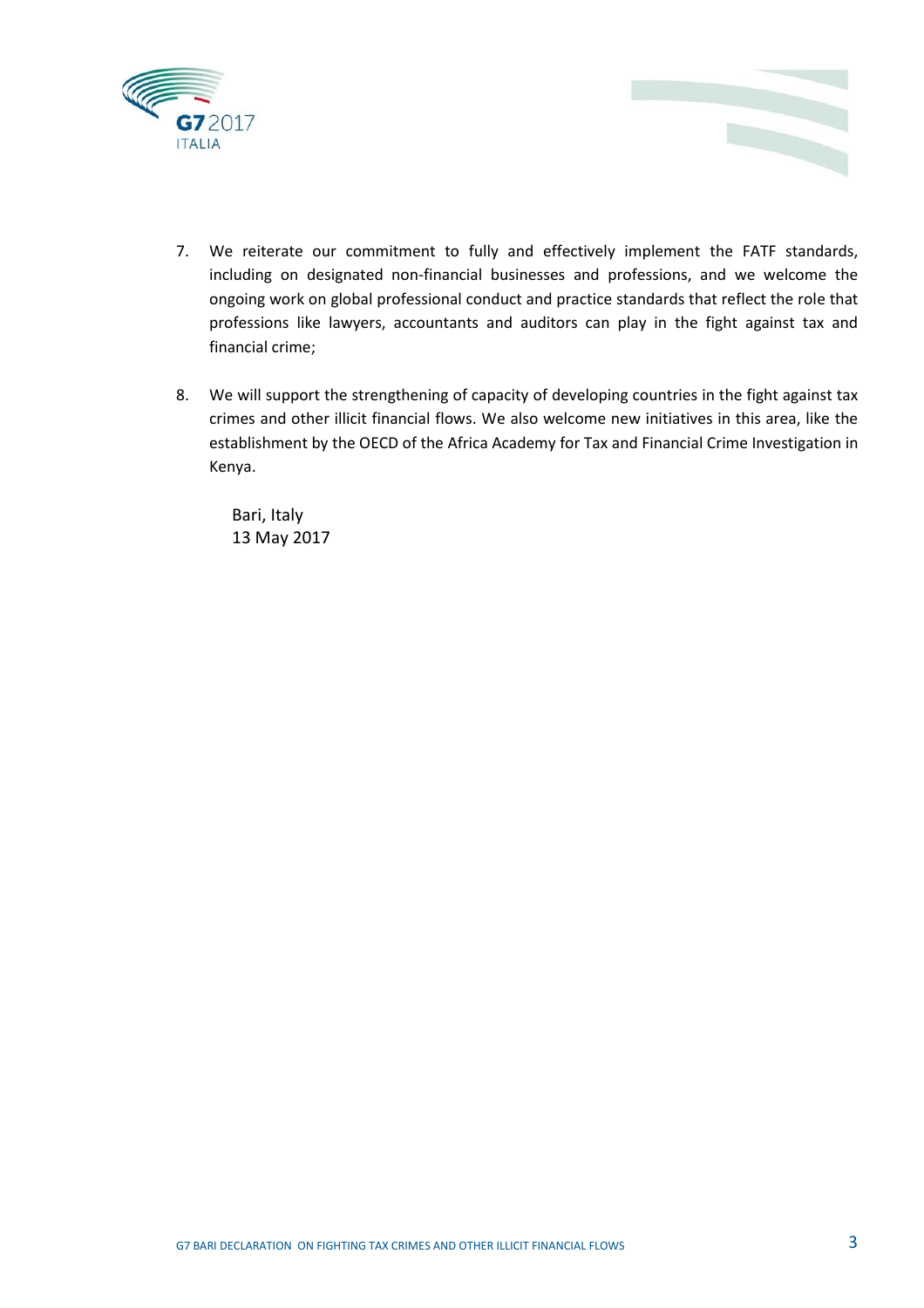7. We reiterate our commitment to fully and effectively implement the FATF standards, including on designated non-financial businesses and professions, and we welcome the ongoing work on global professional conduct and practice standards that reflect the role that professions like lawyers, accountants and auditors can play in the fight against tax and financial crime;

8. We will support the strengthening of capacity of developing countries in the fight against tax crimes and other illicit financial flows. We also welcome new initiatives in this area, like the establishment by the OECD of the Africa Academy for Tax and Financial Crime Investigation in Kenya.

Bari, Italy
13 May 2017